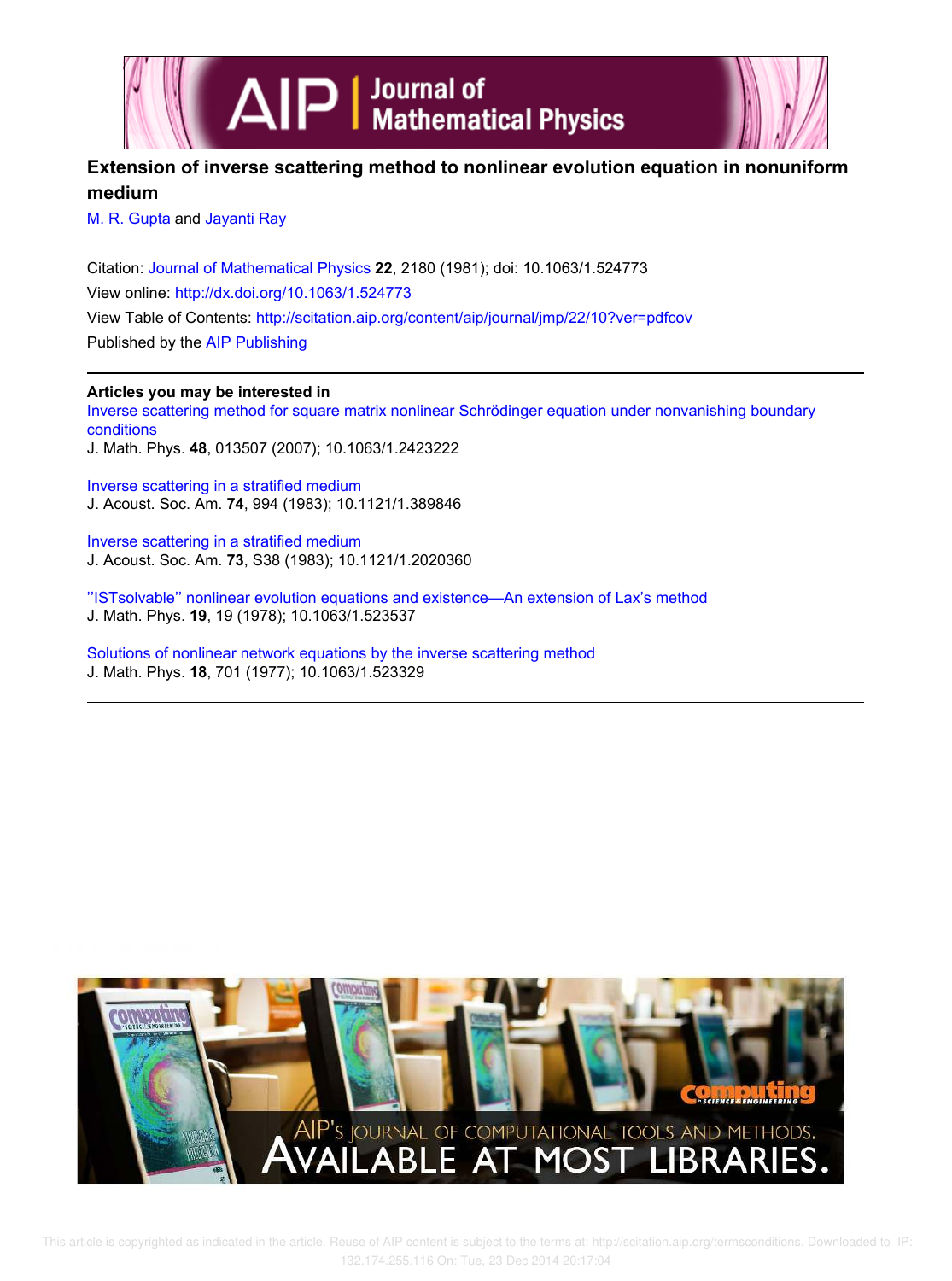# Extension of inverse scattering method to nonlinear evolution equation in nonuniform medium

M. R. Gupta and Jayanti Ray

Citation: Journal of Mathematical Physics **22**, 2180 (1981); doi: 10.1063/1.524773

View online: http://dx.doi.org/10.1063/1.524773

View Table of Contents: http://scitation.aip.org/content/aip/journal/jmp/22/10?ver=pdfcov

Published by the AIP Publishing

**Articles you may be interested in**

Inverse scattering method for square matrix nonlinear Schrödinger equation under nonvanishing boundary conditions
J. Math. Phys. **48**, 013507 (2007); 10.1063/1.2423222

Inverse scattering in a stratified medium
J. Acoust. Soc. Am. **74**, 994 (1983); 10.1121/1.389846

Inverse scattering in a stratified medium
J. Acoust. Soc. Am. **73**, S38 (1983); 10.1121/1.2020360

''ISTsolvable'' nonlinear evolution equations and existence—An extension of Lax's method
J. Math. Phys. **19**, 19 (1978); 10.1063/1.523537

Solutions of nonlinear network equations by the inverse scattering method
J. Math. Phys. **18**, 701 (1977); 10.1063/1.523329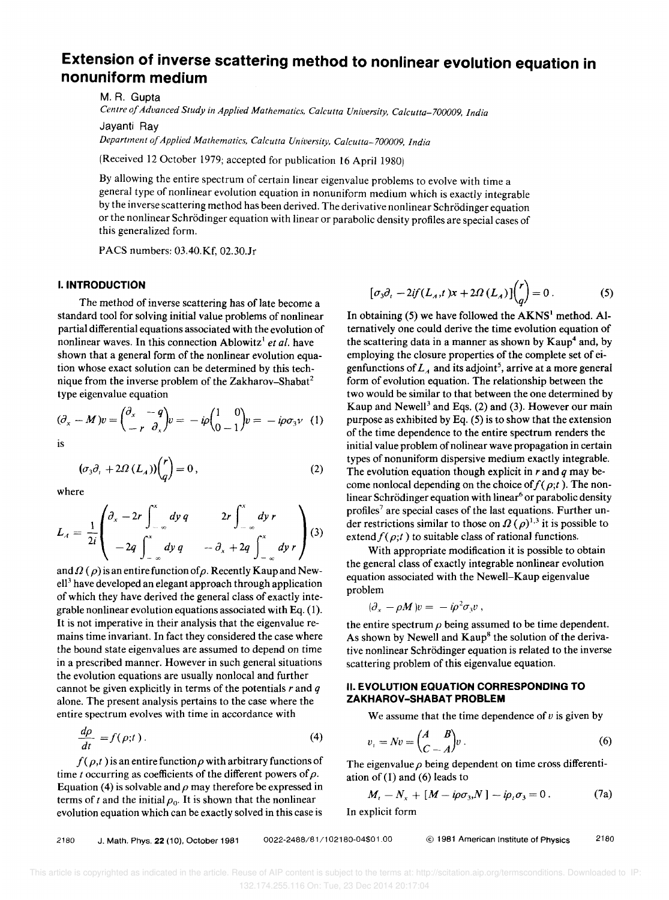# Extension of inverse scattering method to nonlinear evolution equation in nonuniform medium

M. R. Gupta

*Centre of Advanced Study in Applied Mathematics, Calcutta University, Calcutta–700009, India*

Jayanti Ray

*Department of Applied Mathematics, Calcutta University, Calcutta–700009, India*

(Received 12 October 1979; accepted for publication 16 April 1980)

By allowing the entire spectrum of certain linear eigenvalue problems to evolve with time a general type of nonlinear evolution equation in nonuniform medium which is exactly integrable by the inverse scattering method has been derived. The derivative nonlinear Schrödinger equation or the nonlinear Schrödinger equation with linear or parabolic density profiles are special cases of this generalized form.

PACS numbers: 03.40.Kf, 02.30.Jr

## I. INTRODUCTION

The method of inverse scattering has of late become a standard tool for solving initial value problems of nonlinear partial differential equations associated with the evolution of nonlinear waves. In this connection Ablowitz[1] *et al.* have shown that a general form of the nonlinear evolution equation whose exact solution can be determined by this technique from the inverse problem of the Zakharov–Shabat[2] type eigenvalue equation

$$(\partial_x - M)v = \begin{pmatrix} \partial_x & -q \\ -r & \partial_x \end{pmatrix} v = -i\rho \begin{pmatrix} 1 & 0 \\ 0 & -1 \end{pmatrix} v = -i\rho\sigma_3 v \quad (1)$$

is

$$(\sigma_3 \partial_t + 2\Omega(L_A)) \begin{pmatrix} r \\ q \end{pmatrix} = 0, \quad (2)$$

where

$$L_A = \frac{1}{2i} \begin{pmatrix} \partial_x - 2r \int_{-\infty}^{x} dy\, q & 2r \int_{-\infty}^{x} dy\, r \\ -2q \int_{-\infty}^{x} dy\, q & -\partial_x + 2q \int_{-\infty}^{x} dy\, r \end{pmatrix} \quad (3)$$

and $\Omega(\rho)$ is an entire function of $\rho$. Recently Kaup and Newell[3] have developed an elegant approach through application of which they have derived the general class of exactly integrable nonlinear evolution equations associated with Eq. (1). It is not imperative in their analysis that the eigenvalue remains time invariant. In fact they considered the case where the bound state eigenvalues are assumed to depend on time in a prescribed manner. However in such general situations the evolution equations are usually nonlocal and further cannot be given explicitly in terms of the potentials $r$ and $q$ alone. The present analysis pertains to the case where the entire spectrum evolves with time in accordance with

$$\frac{d\rho}{dt} = f(\rho; t). \quad (4)$$

$f(\rho, t)$ is an entire function $\rho$ with arbitrary functions of time $t$ occurring as coefficients of the different powers of $\rho$. Equation (4) is solvable and $\rho$ may therefore be expressed in terms of $t$ and the initial $\rho_0$. It is shown that the nonlinear evolution equation which can be exactly solved in this case is

$$[\sigma_3 \partial_t - 2if(L_A, t)x + 2\Omega(L_A)] \begin{pmatrix} r \\ q \end{pmatrix} = 0. \quad (5)$$

In obtaining (5) we have followed the AKNS[1] method. Alternatively one could derive the time evolution equation of the scattering data in a manner as shown by Kaup[4] and, by employing the closure properties of the complete set of eigenfunctions of $L_A$ and its adjoint[5], arrive at a more general form of evolution equation. The relationship between the two would be similar to that between the one determined by Kaup and Newell[3] and Eqs. (2) and (3). However our main purpose as exhibited by Eq. (5) is to show that the extension of the time dependence to the entire spectrum renders the initial value problem of nolinear wave propagation in certain types of nonuniform dispersive medium exactly integrable. The evolution equation though explicit in $r$ and $q$ may become nonlocal depending on the choice of $f(\rho; t)$. The nonlinear Schrödinger equation with linear[6] or parabolic density profiles[7] are special cases of the last equations. Further under restrictions similar to those on $\Omega(\rho)$[1,3] it is possible to extend $f(\rho; t)$ to suitable class of rational functions.

With appropriate modification it is possible to obtain the general class of exactly integrable nonlinear evolution equation associated with the Newell–Kaup eigenvalue problem

$$(\partial_x - \rho M)v = -i\rho^2 \sigma_3 v,$$

the entire spectrum $\rho$ being assumed to be time dependent. As shown by Newell and Kaup[8] the solution of the derivative nonlinear Schrödinger equation is related to the inverse scattering problem of this eigenvalue equation.

## II. EVOLUTION EQUATION CORRESPONDING TO ZAKHAROV–SHABAT PROBLEM

We assume that the time dependence of $v$ is given by

$$v_t = Nv = \begin{pmatrix} A & B \\ C & -A \end{pmatrix} v. \quad (6)$$

The eigenvalue $\rho$ being dependent on time cross differentiation of (1) and (6) leads to

$$M_t - N_x + [M - i\rho\sigma_3, N] - i\rho_t \sigma_3 = 0. \quad (7a)$$

In explicit form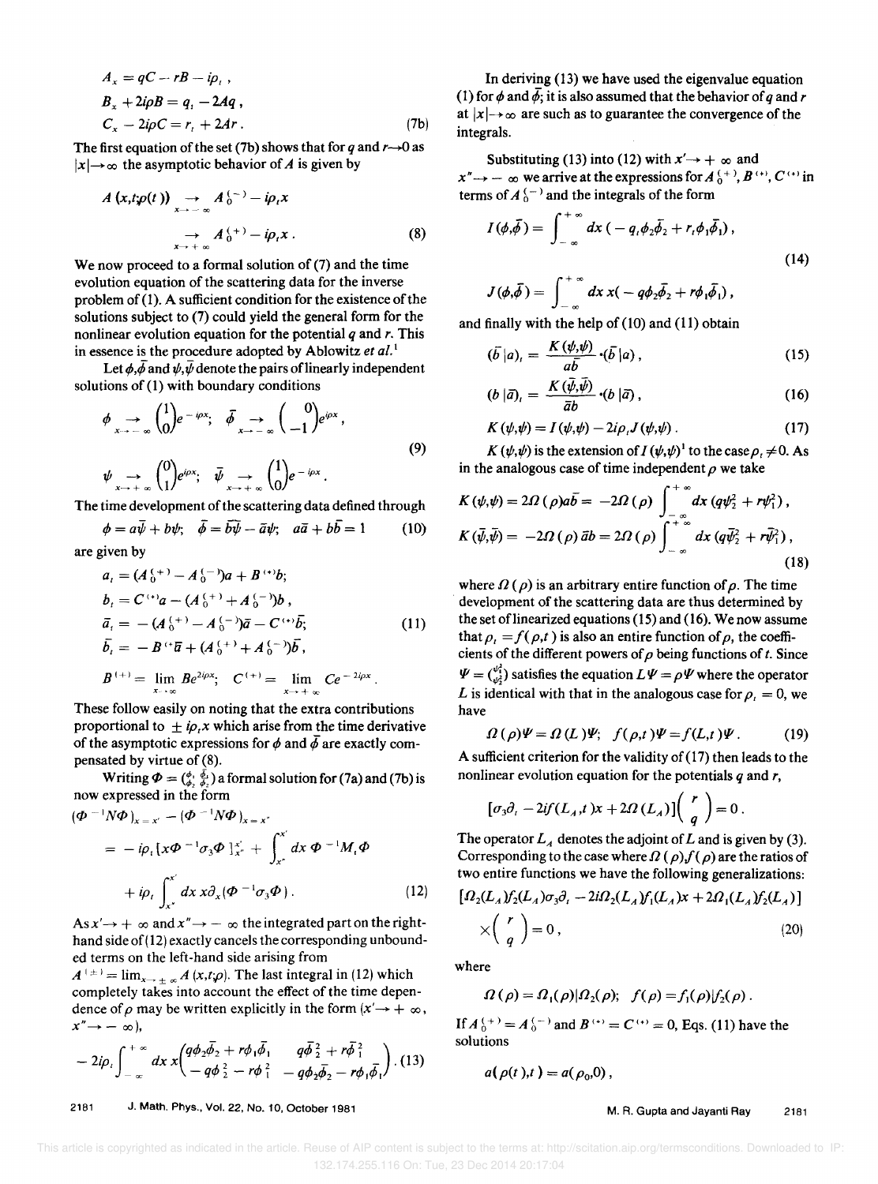$$
\begin{aligned}
&A_x = qC - rB - i\rho_t\,, \\
&B_x + 2i\rho B = q_t - 2Aq\,, \\
&C_x - 2i\rho C = r_t + 2Ar\,.
\end{aligned}
\tag{7b}
$$

The first equation of the set (7b) shows that for $q$ and $r \to 0$ as $|x| \to \infty$ the asymptotic behavior of $A$ is given by

$$
\begin{aligned}
A(x,t;\rho(t)) &\underset{x\to-\infty}{\longrightarrow} A_0^{(-)} - i\rho_t x \\
&\underset{x\to+\infty}{\longrightarrow} A_0^{(+)} - i\rho_t x\,.
\end{aligned}
\tag{8}
$$

We now proceed to a formal solution of (7) and the time evolution equation of the scattering data for the inverse problem of (1). A sufficient condition for the existence of the solutions subject to (7) could yield the general form for the nonlinear evolution equation for the potential $q$ and $r$. This in essence is the procedure adopted by Ablowitz *et al.*[1]

Let $\phi,\bar\phi$ and $\psi,\bar\psi$ denote the pairs of linearly independent solutions of (1) with boundary conditions

$$
\begin{aligned}
&\phi \underset{x\to-\infty}{\longrightarrow} \begin{pmatrix}1\\0\end{pmatrix} e^{-i\rho x}; \quad \bar\phi \underset{x\to-\infty}{\longrightarrow} \begin{pmatrix}0\\-1\end{pmatrix} e^{i\rho x}, \\
&\psi \underset{x\to+\infty}{\longrightarrow} \begin{pmatrix}0\\1\end{pmatrix} e^{i\rho x}; \quad \bar\psi \underset{x\to+\infty}{\longrightarrow} \begin{pmatrix}1\\0\end{pmatrix} e^{-i\rho x}.
\end{aligned}
\tag{9}
$$

The time development of the scattering data defined through

$$
\phi = a\bar\psi + b\psi; \quad \bar\phi = \bar b\bar\psi - \bar a\psi; \quad a\bar a + b\bar b = 1 \tag{10}
$$

are given by

$$
\begin{aligned}
&a_t = (A_0^{(+)} - A_0^{(-)})a + B^{(+)}b; \\
&b_t = C^{(+)}a - (A_0^{(+)} + A_0^{(-)})b\,, \\
&\bar a_t = -(A_0^{(+)} - A_0^{(-)})\bar a - C^{(+)}\bar b; \\
&\bar b_t = -B^{(+)}\bar a + (A_0^{(+)} + A_0^{(-)})\bar b\,, \\
&B^{(+)} = \lim_{x\to\infty} Be^{2i\rho x}; \quad C^{(+)} = \lim_{x\to+\infty} Ce^{-2i\rho x}.
\end{aligned}
\tag{11}
$$

These follow easily on noting that the extra contributions proportional to $\pm i\rho_t x$ which arise from the time derivative of the asymptotic expressions for $\phi$ and $\bar\phi$ are exactly compensated by virtue of (8).

Writing $\Phi = \begin{pmatrix}\phi_1 & \bar\phi_1\\ \phi_2 & \bar\phi_2\end{pmatrix}$ a formal solution for (7a) and (7b) is now expressed in the form

$$
\begin{aligned}
&(\Phi^{-1}N\Phi)_{x=x'} - (\Phi^{-1}N\Phi)_{x=x''} \\
&\quad = -i\rho_t[x\Phi^{-1}\sigma_3\Phi]_{x''}^{x'} + \int_{x''}^{x'} dx\,\Phi^{-1}M_t\Phi \\
&\qquad + i\rho_t\int_{x''}^{x'} dx\,x\partial_x(\Phi^{-1}\sigma_3\Phi)\,.
\end{aligned}
\tag{12}
$$

As $x' \to +\infty$ and $x'' \to -\infty$ the integrated part on the right-hand side of (12) exactly cancels the corresponding unbounded terms on the left-hand side arising from $A^{(\pm)} = \lim_{x\to\pm\infty} A(x,t;\rho)$. The last integral in (12) which completely takes into account the effect of the time dependence of $\rho$ may be written explicitly in the form ($x' \to +\infty$, $x'' \to -\infty$),

$$
-2i\rho_t\int_{-\infty}^{+\infty} dx\,x\begin{pmatrix} q\phi_2\bar\phi_2 + r\phi_1\bar\phi_1 & q\bar\phi_2^2 + r\bar\phi_1^2 \\ -q\phi_2^2 - r\phi_1^2 & -q\phi_2\bar\phi_2 - r\phi_1\bar\phi_1\end{pmatrix}. \tag{13}
$$

In deriving (13) we have used the eigenvalue equation (1) for $\phi$ and $\bar\phi$; it is also assumed that the behavior of $q$ and $r$ at $|x| \to \infty$ are such as to guarantee the convergence of the integrals.

Substituting (13) into (12) with $x' \to +\infty$ and $x'' \to -\infty$ we arrive at the expressions for $A_0^{(+)}, B^{(+)}, C^{(+)}$ in terms of $A_0^{(-)}$ and the integrals of the form

$$
\begin{aligned}
&I(\phi,\bar\phi) = \int_{-\infty}^{+\infty} dx\,(-q_t\phi_2\bar\phi_2 + r_t\phi_1\bar\phi_1)\,, \\
&J(\phi,\bar\phi) = \int_{-\infty}^{+\infty} dx\,x(-q\phi_2\bar\phi_2 + r\phi_1\bar\phi_1)\,,
\end{aligned}
\tag{14}
$$

and finally with the help of (10) and (11) obtain

$$
(\bar b|a)_t = \frac{K(\psi,\psi)}{a\bar b}\cdot(\bar b|a)\,, \tag{15}
$$

$$
(b|\bar a)_t = \frac{K(\bar\psi,\bar\psi)}{\bar a b}\cdot(b|\bar a)\,, \tag{16}
$$

$$
K(\psi,\psi) = I(\psi,\psi) - 2i\rho_t J(\psi,\psi)\,. \tag{17}
$$

$K(\psi,\psi)$ is the extension of $I(\psi,\psi)$[1] to the case $\rho_t \neq 0$. As in the analogous case of time independent $\rho$ we take

$$
\begin{aligned}
&K(\psi,\psi) = 2\Omega(\rho)a\bar b = -2\Omega(\rho)\int_{-\infty}^{+\infty} dx\,(q\psi_2^2 + r\psi_1^2)\,, \\
&K(\bar\psi,\bar\psi) = -2\Omega(\rho)\bar a b = 2\Omega(\rho)\int_{-\infty}^{+\infty} dx\,(q\bar\psi_2^2 + r\bar\psi_1^2)\,,
\end{aligned}
\tag{18}
$$

where $\Omega(\rho)$ is an arbitrary entire function of $\rho$. The time development of the scattering data are thus determined by the set of linearized equations (15) and (16). We now assume that $\rho_t = f(\rho,t)$ is also an entire function of $\rho$, the coefficients of the different powers of $\rho$ being functions of $t$. Since $\Psi = \begin{pmatrix}\psi_1^2\\ \psi_2^2\end{pmatrix}$ satisfies the equation $L\Psi = \rho\Psi$ where the operator $L$ is identical with that in the analogous case for $\rho_t = 0$, we have

$$
\Omega(\rho)\Psi = \Omega(L)\Psi; \quad f(\rho,t)\Psi = f(L,t)\Psi\,. \tag{19}
$$

A sufficient criterion for the validity of (17) then leads to the nonlinear evolution equation for the potentials $q$ and $r$,

$$
[\sigma_3\partial_t - 2if(L_A,t)x + 2\Omega(L_A)]\begin{pmatrix}r\\q\end{pmatrix} = 0\,.
$$

The operator $L_A$ denotes the adjoint of $L$ and is given by (3). Corresponding to the case where $\Omega(\rho), f(\rho)$ are the ratios of two entire functions we have the following generalizations:

$$
\begin{aligned}
&[\Omega_2(L_A)f_2(L_A)\sigma_3\partial_t - 2i\Omega_2(L_A)f_1(L_A)x + 2\Omega_1(L_A)f_2(L_A)] \\
&\quad\times\begin{pmatrix}r\\q\end{pmatrix} = 0\,,
\end{aligned}
\tag{20}
$$

where

$$
\Omega(\rho) = \Omega_1(\rho)/\Omega_2(\rho); \quad f(\rho) = f_1(\rho)/f_2(\rho)\,.
$$

If $A_0^{(+)} = A_0^{(-)}$ and $B^{(+)} = C^{(+)} = 0$, Eqs. (11) have the solutions

$$
a(\rho(t),t) = a(\rho_0,0)\,,
$$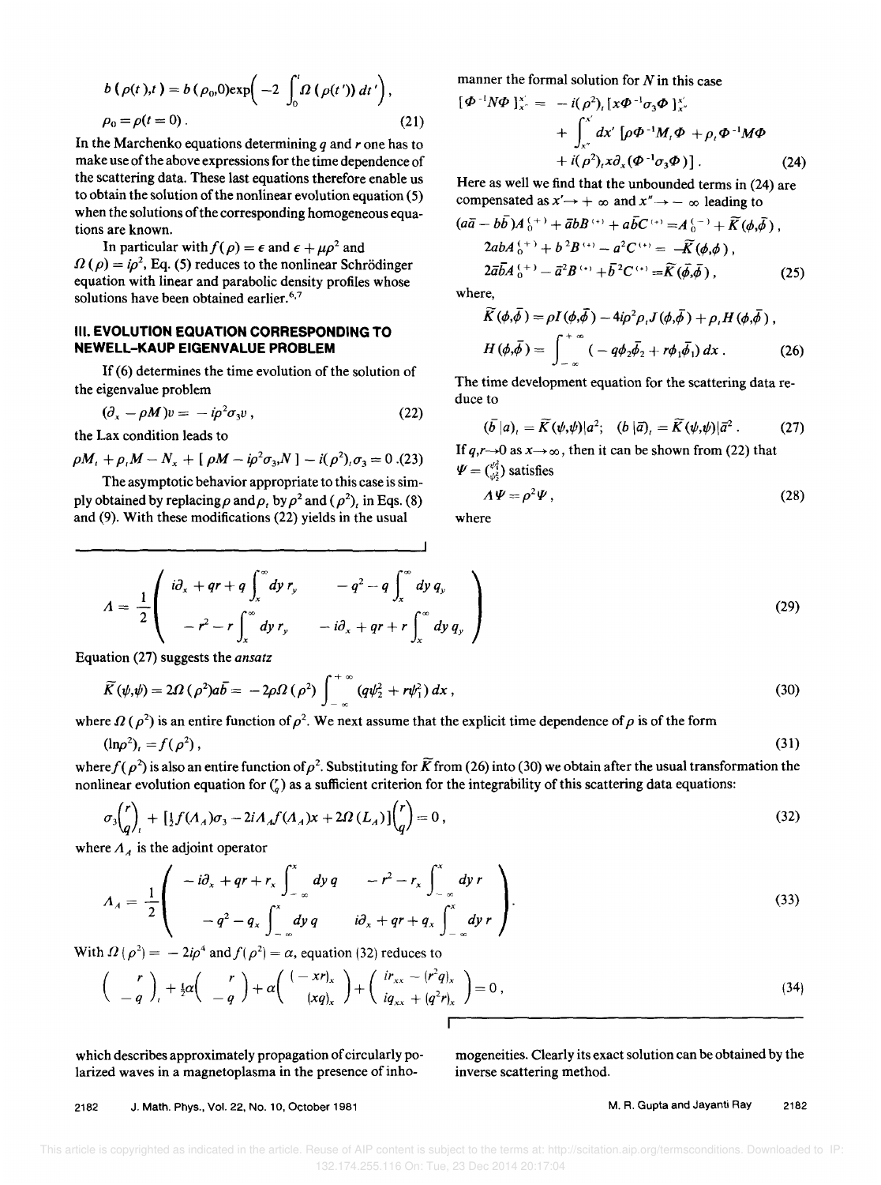$$
b(\rho(t),t) = b(\rho_0,0)\exp\Big(-2\int_0^t \Omega(\rho(t'))\,dt'\Big),
$$

$$
\rho_0 = \rho(t=0). \tag{21}
$$

In the Marchenko equations determining $q$ and $r$ one has to make use of the above expressions for the time dependence of the scattering data. These last equations therefore enable us to obtain the solution of the nonlinear evolution equation (5) when the solutions of the corresponding homogeneous equations are known.

In particular with $f(\rho)=\epsilon$ and $\epsilon+\mu\rho^2$ and $\Omega(\rho)=i\rho^2$, Eq. (5) reduces to the nonlinear Schrödinger equation with linear and parabolic density profiles whose solutions have been obtained earlier.[6,7]

## III. EVOLUTION EQUATION CORRESPONDING TO NEWELL–KAUP EIGENVALUE PROBLEM

If (6) determines the time evolution of the solution of the eigenvalue problem

$$
(\partial_x - \rho M)v = -i\rho^2\sigma_3 v, \tag{22}
$$

the Lax condition leads to

$$
\rho M_t + \rho_t M - N_x + [\rho M - i\rho^2\sigma_3, N] - i(\rho^2)_t\sigma_3 = 0. \tag{23}
$$

The asymptotic behavior appropriate to this case is simply obtained by replacing $\rho$ and $\rho_t$ by $\rho^2$ and $(\rho^2)_t$ in Eqs. (8) and (9). With these modifications (22) yields in the usual manner the formal solution for $N$ in this case

$$
\begin{aligned}
[\Phi^{-1}N\Phi]_{x''}^{x'} = {} & -i(\rho^2)_t[x\Phi^{-1}\sigma_3\Phi]_{x''}^{x'} \\
& + \int_{x''}^{x'} dx'\,[\rho\Phi^{-1}M_t\Phi + \rho_t\Phi^{-1}M\Phi \\
& + i(\rho^2)_t x\partial_x(\Phi^{-1}\sigma_3\Phi)].
\end{aligned} \tag{24}
$$

Here as well we find that the unbounded terms in (24) are compensated as $x'\to+\infty$ and $x''\to-\infty$ leading to

$$
\begin{aligned}
&(a\bar a - b\bar b)A_0^{(+)} + \bar a b B^{(+)} + a\bar b C^{(+)} = A_0^{(-)} + \widetilde K(\phi,\bar\phi),\\
&2ab A_0^{(+)} + b^2 B^{(+)} - a^2 C^{(+)} = -\widetilde K(\phi,\phi),\\
&2\bar a\bar b A_0^{(+)} - \bar a^2 B^{(+)} + \bar b^2 C^{(+)} = \widetilde K(\bar\phi,\bar\phi),
\end{aligned} \tag{25}
$$

where,

$$
\widetilde K(\phi,\bar\phi) = \rho I(\phi,\bar\phi) - 4i\rho^2\rho_t J(\phi,\bar\phi) + \rho_t H(\phi,\bar\phi),
$$

$$
H(\phi,\bar\phi) = \int_{-\infty}^{+\infty}(-q\phi_2\bar\phi_2 + r\phi_1\bar\phi_1)\,dx. \tag{26}
$$

The time development equation for the scattering data reduce to

$$
(\bar b\,|a)_t = \widetilde K(\psi,\psi)|a^2; \quad (b\,|\bar a)_t = \widetilde K(\psi,\psi)|\bar a^2. \tag{27}
$$

If $q,r\to 0$ as $x\to\infty$, then it can be shown from (22) that $\Psi = \binom{\psi_1^2}{\psi_2^2}$ satisfies

$$
\Lambda\Psi = \rho^2\Psi, \tag{28}
$$

where

$$
\Lambda = \frac{1}{2}\begin{pmatrix} i\partial_x + qr + q\displaystyle\int_x^\infty dy\, r_y & -q^2 - q\displaystyle\int_x^\infty dy\, q_y \\ -r^2 - r\displaystyle\int_x^\infty dy\, r_y & -i\partial_x + qr + r\displaystyle\int_x^\infty dy\, q_y \end{pmatrix} \tag{29}
$$

Equation (27) suggests the *ansatz*

$$
\widetilde K(\psi,\psi) = 2\Omega(\rho^2)a\bar b = -2\rho\Omega(\rho^2)\int_{-\infty}^{+\infty}(q\psi_2^2 + r\psi_1^2)\,dx, \tag{30}
$$

where $\Omega(\rho^2)$ is an entire function of $\rho^2$. We next assume that the explicit time dependence of $\rho$ is of the form

$$
(\ln\rho^2)_t = f(\rho^2), \tag{31}
$$

where $f(\rho^2)$ is also an entire function of $\rho^2$. Substituting for $\widetilde K$ from (26) into (30) we obtain after the usual transformation the nonlinear evolution equation for $\binom{r}{q}$ as a sufficient criterion for the integrability of this scattering data equations:

$$
\sigma_3\binom{r}{q}_t + [\tfrac{1}{2}f(\Lambda_A)\sigma_3 - 2i\Lambda_A f(\Lambda_A)x + 2\Omega(L_A)]\binom{r}{q} = 0, \tag{32}
$$

where $\Lambda_A$ is the adjoint operator

$$
\Lambda_A = \frac{1}{2}\begin{pmatrix} -i\partial_x + qr + r_x\displaystyle\int_{-\infty}^x dy\, q & -r^2 - r_x\displaystyle\int_{-\infty}^x dy\, r \\ -q^2 - q_x\displaystyle\int_{-\infty}^x dy\, q & i\partial_x + qr + q_x\displaystyle\int_{-\infty}^x dy\, r \end{pmatrix}. \tag{33}
$$

With $\Omega(\rho^2) = -2i\rho^4$ and $f(\rho^2)=\alpha$, equation (32) reduces to

$$
\begin{pmatrix} r \\ -q \end{pmatrix}_t + \tfrac{1}{2}\alpha\begin{pmatrix} r \\ -q \end{pmatrix} + \alpha\begin{pmatrix} (-xr)_x \\ (xq)_x \end{pmatrix} + \begin{pmatrix} ir_{xx} - (r^2q)_x \\ iq_{xx} + (q^2r)_x \end{pmatrix} = 0, \tag{34}
$$

which describes approximately propagation of circularly polarized waves in a magnetoplasma in the presence of inhomogeneities. Clearly its exact solution can be obtained by the inverse scattering method.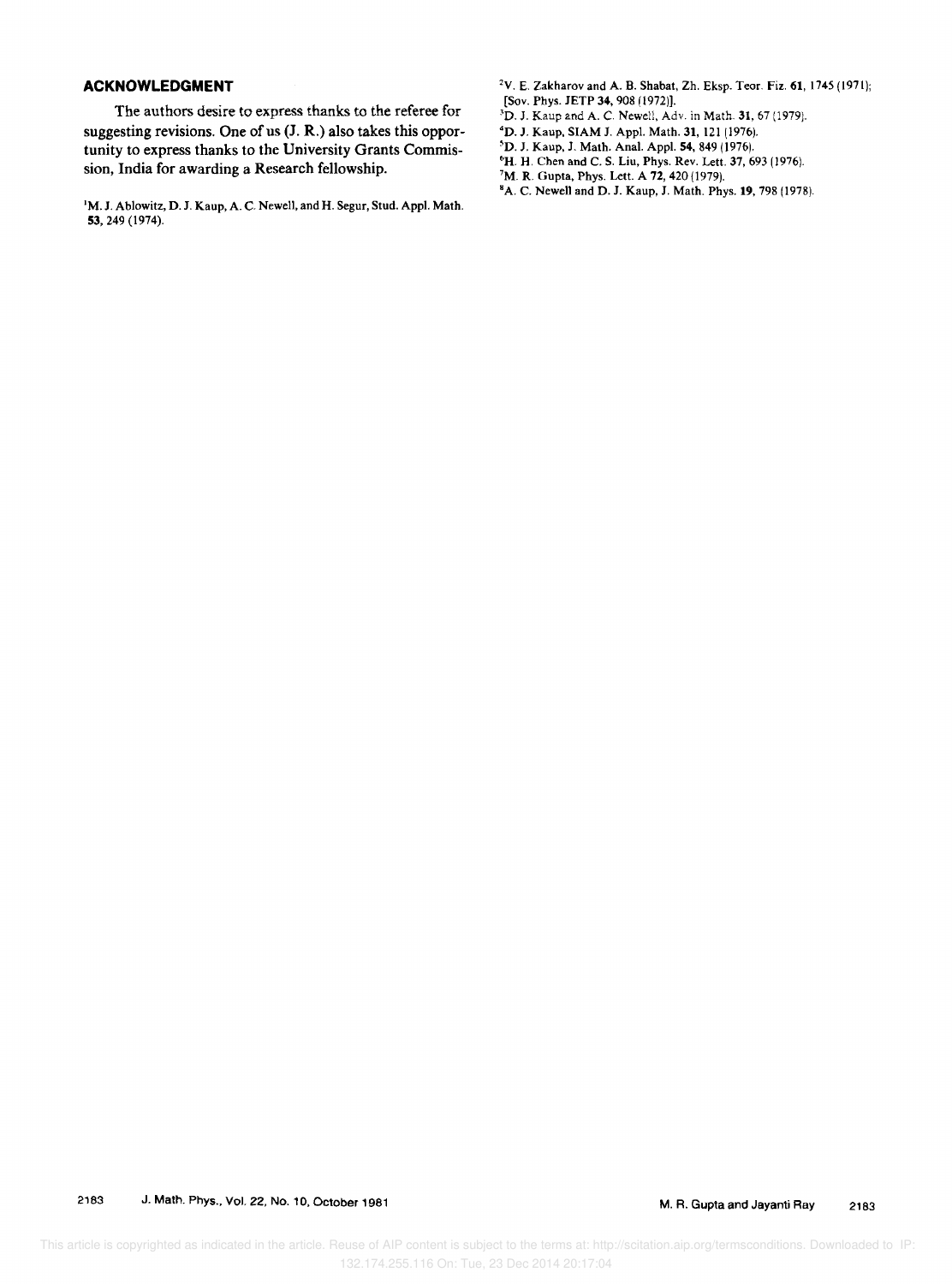## ACKNOWLEDGMENT

The authors desire to express thanks to the referee for suggesting revisions. One of us (J. R.) also takes this opportunity to express thanks to the University Grants Commission, India for awarding a Research fellowship.

[1]M. J. Ablowitz, D. J. Kaup, A. C. Newell, and H. Segur, Stud. Appl. Math. **53**, 249 (1974).

[2]V. E. Zakharov and A. B. Shabat, Zh. Eksp. Teor. Fiz. **61**, 1745 (1971); [Sov. Phys. JETP **34**, 908 (1972)].

[3]D. J. Kaup and A. C. Newell, Adv. in Math. **31**, 67 (1979).

[4]D. J. Kaup, SIAM J. Appl. Math. **31**, 121 (1976).

[5]D. J. Kaup, J. Math. Anal. Appl. **54**, 849 (1976).

[6]H. H. Chen and C. S. Liu, Phys. Rev. Lett. **37**, 693 (1976).

[7]M. R. Gupta, Phys. Lett. A **72**, 420 (1979).

[8]A. C. Newell and D. J. Kaup, J. Math. Phys. **19**, 798 (1978).